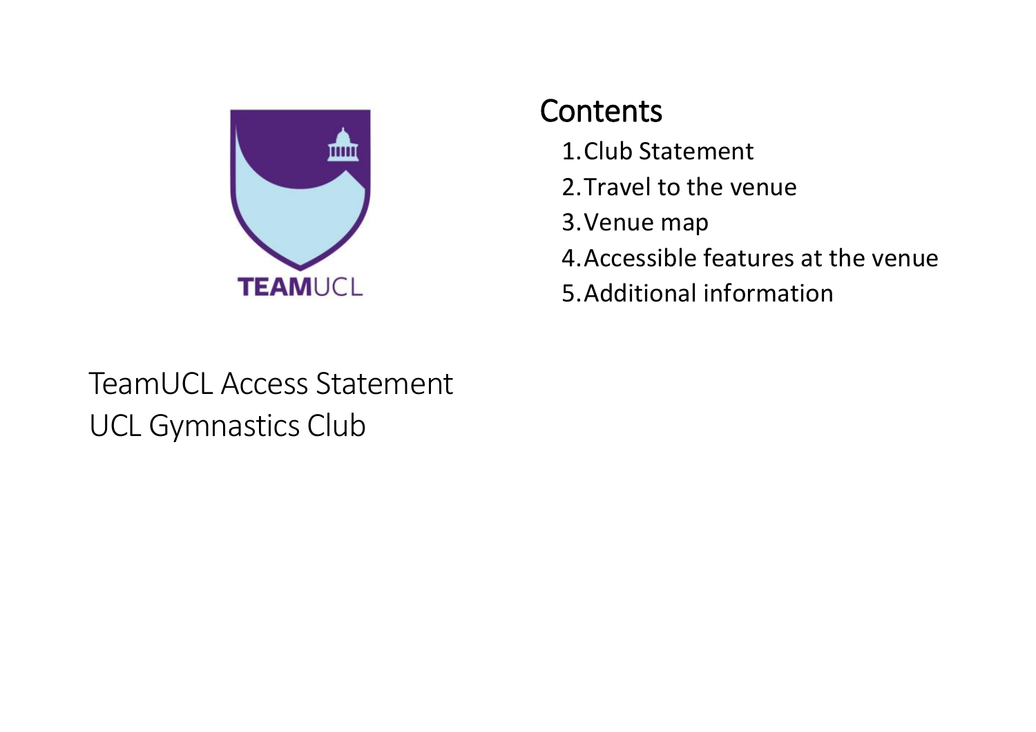TEAMUCL

# TeamUCL Access Statement
UCL Gymnastics Club

## Contents

1. Club Statement
2. Travel to the venue
3. Venue map
4. Accessible features at the venue
5. Additional information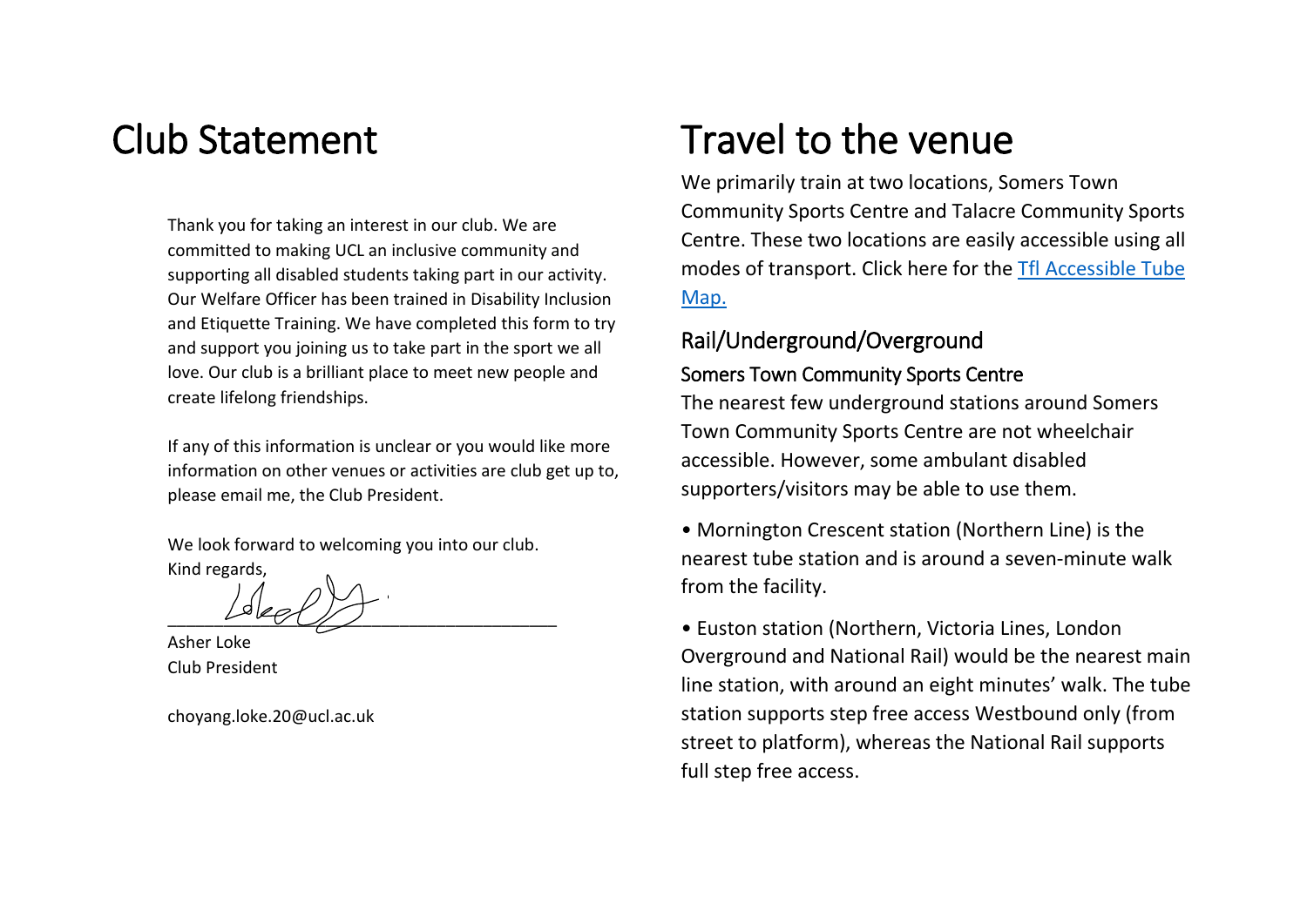# Club Statement

Thank you for taking an interest in our club. We are committed to making UCL an inclusive community and supporting all disabled students taking part in our activity. Our Welfare Officer has been trained in Disability Inclusion and Etiquette Training. We have completed this form to try and support you joining us to take part in the sport we all love. Our club is a brilliant place to meet new people and create lifelong friendships.

If any of this information is unclear or you would like more information on other venues or activities are club get up to, please email me, the Club President.

We look forward to welcoming you into our club.
Kind regards,

Asher Loke
Club President

choyang.loke.20@ucl.ac.uk

# Travel to the venue

We primarily train at two locations, Somers Town Community Sports Centre and Talacre Community Sports Centre. These two locations are easily accessible using all modes of transport. Click here for the [Tfl Accessible Tube Map.]()

## Rail/Underground/Overground

### Somers Town Community Sports Centre

The nearest few underground stations around Somers Town Community Sports Centre are not wheelchair accessible. However, some ambulant disabled supporters/visitors may be able to use them.

- Mornington Crescent station (Northern Line) is the nearest tube station and is around a seven-minute walk from the facility.
- Euston station (Northern, Victoria Lines, London Overground and National Rail) would be the nearest main line station, with around an eight minutes' walk. The tube station supports step free access Westbound only (from street to platform), whereas the National Rail supports full step free access.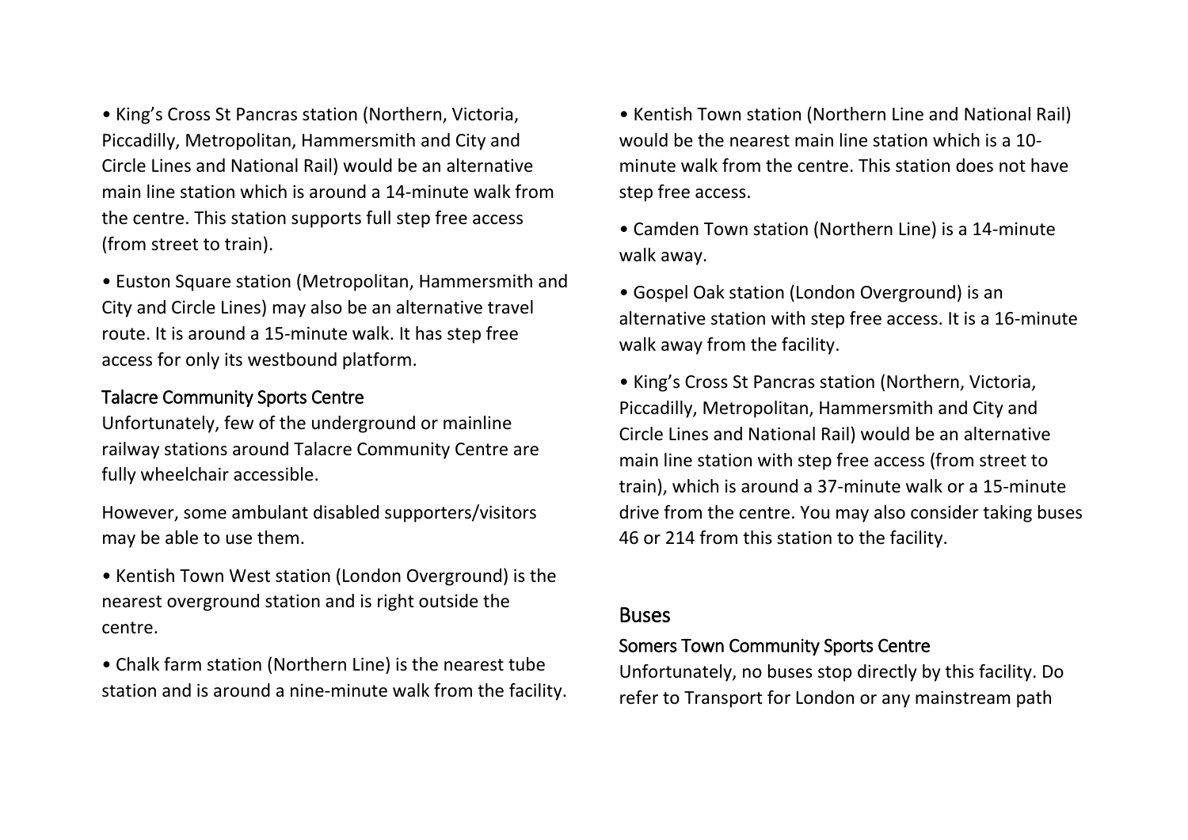- King's Cross St Pancras station (Northern, Victoria, Piccadilly, Metropolitan, Hammersmith and City and Circle Lines and National Rail) would be an alternative main line station which is around a 14-minute walk from the centre. This station supports full step free access (from street to train).
- Euston Square station (Metropolitan, Hammersmith and City and Circle Lines) may also be an alternative travel route. It is around a 15-minute walk. It has step free access for only its westbound platform.

### Talacre Community Sports Centre

Unfortunately, few of the underground or mainline railway stations around Talacre Community Centre are fully wheelchair accessible.

However, some ambulant disabled supporters/visitors may be able to use them.

- Kentish Town West station (London Overground) is the nearest overground station and is right outside the centre.
- Chalk farm station (Northern Line) is the nearest tube station and is around a nine-minute walk from the facility.
- Kentish Town station (Northern Line and National Rail) would be the nearest main line station which is a 10-minute walk from the centre. This station does not have step free access.
- Camden Town station (Northern Line) is a 14-minute walk away.
- Gospel Oak station (London Overground) is an alternative station with step free access. It is a 16-minute walk away from the facility.
- King's Cross St Pancras station (Northern, Victoria, Piccadilly, Metropolitan, Hammersmith and City and Circle Lines and National Rail) would be an alternative main line station with step free access (from street to train), which is around a 37-minute walk or a 15-minute drive from the centre. You may also consider taking buses 46 or 214 from this station to the facility.

## Buses

### Somers Town Community Sports Centre

Unfortunately, no buses stop directly by this facility. Do refer to Transport for London or any mainstream path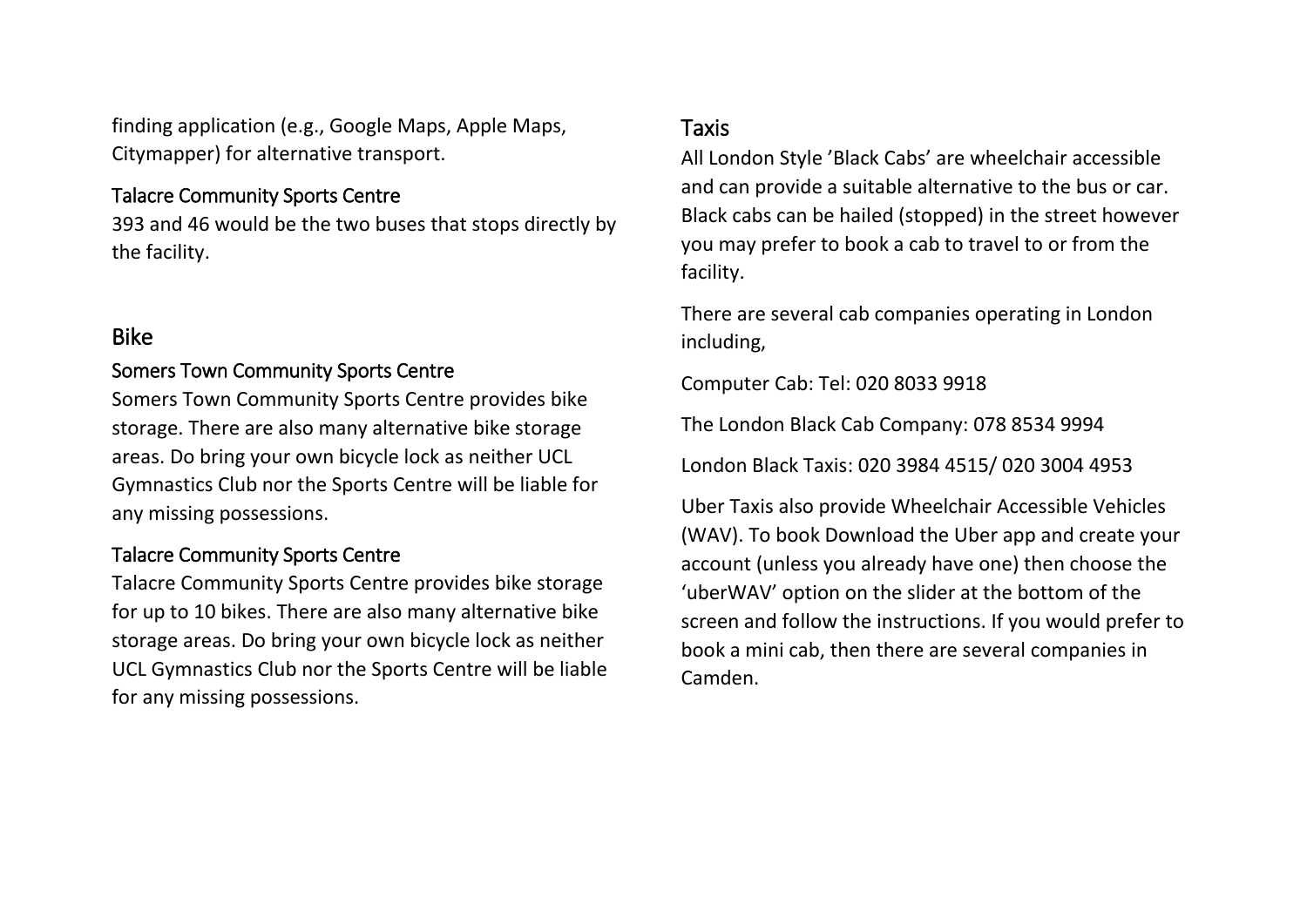finding application (e.g., Google Maps, Apple Maps, Citymapper) for alternative transport.

### Talacre Community Sports Centre

393 and 46 would be the two buses that stops directly by the facility.

## Bike

### Somers Town Community Sports Centre

Somers Town Community Sports Centre provides bike storage. There are also many alternative bike storage areas. Do bring your own bicycle lock as neither UCL Gymnastics Club nor the Sports Centre will be liable for any missing possessions.

### Talacre Community Sports Centre

Talacre Community Sports Centre provides bike storage for up to 10 bikes. There are also many alternative bike storage areas. Do bring your own bicycle lock as neither UCL Gymnastics Club nor the Sports Centre will be liable for any missing possessions.

## Taxis

All London Style 'Black Cabs' are wheelchair accessible and can provide a suitable alternative to the bus or car. Black cabs can be hailed (stopped) in the street however you may prefer to book a cab to travel to or from the facility.

There are several cab companies operating in London including,

Computer Cab: Tel: 020 8033 9918

The London Black Cab Company: 078 8534 9994

London Black Taxis: 020 3984 4515/ 020 3004 4953

Uber Taxis also provide Wheelchair Accessible Vehicles (WAV). To book Download the Uber app and create your account (unless you already have one) then choose the 'uberWAV' option on the slider at the bottom of the screen and follow the instructions. If you would prefer to book a mini cab, then there are several companies in Camden.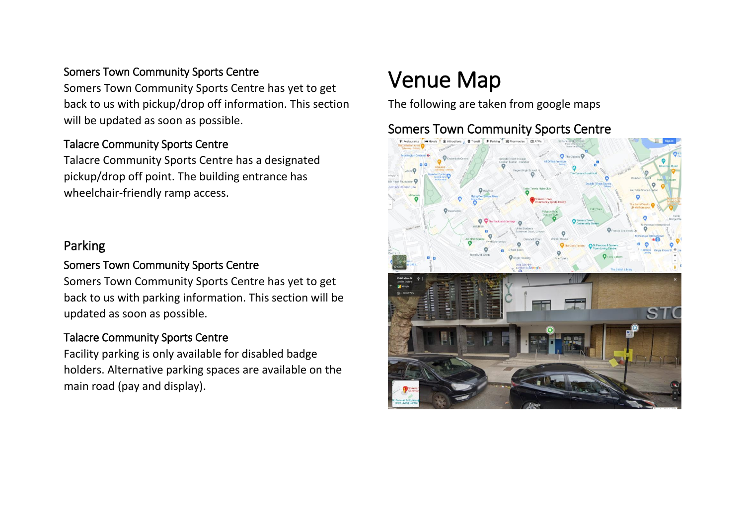### Somers Town Community Sports Centre

Somers Town Community Sports Centre has yet to get back to us with pickup/drop off information. This section will be updated as soon as possible.

### Talacre Community Sports Centre

Talacre Community Sports Centre has a designated pickup/drop off point. The building entrance has wheelchair-friendly ramp access.

## Parking

### Somers Town Community Sports Centre

Somers Town Community Sports Centre has yet to get back to us with parking information. This section will be updated as soon as possible.

### Talacre Community Sports Centre

Facility parking is only available for disabled badge holders. Alternative parking spaces are available on the main road (pay and display).

# Venue Map

The following are taken from google maps

### Somers Town Community Sports Centre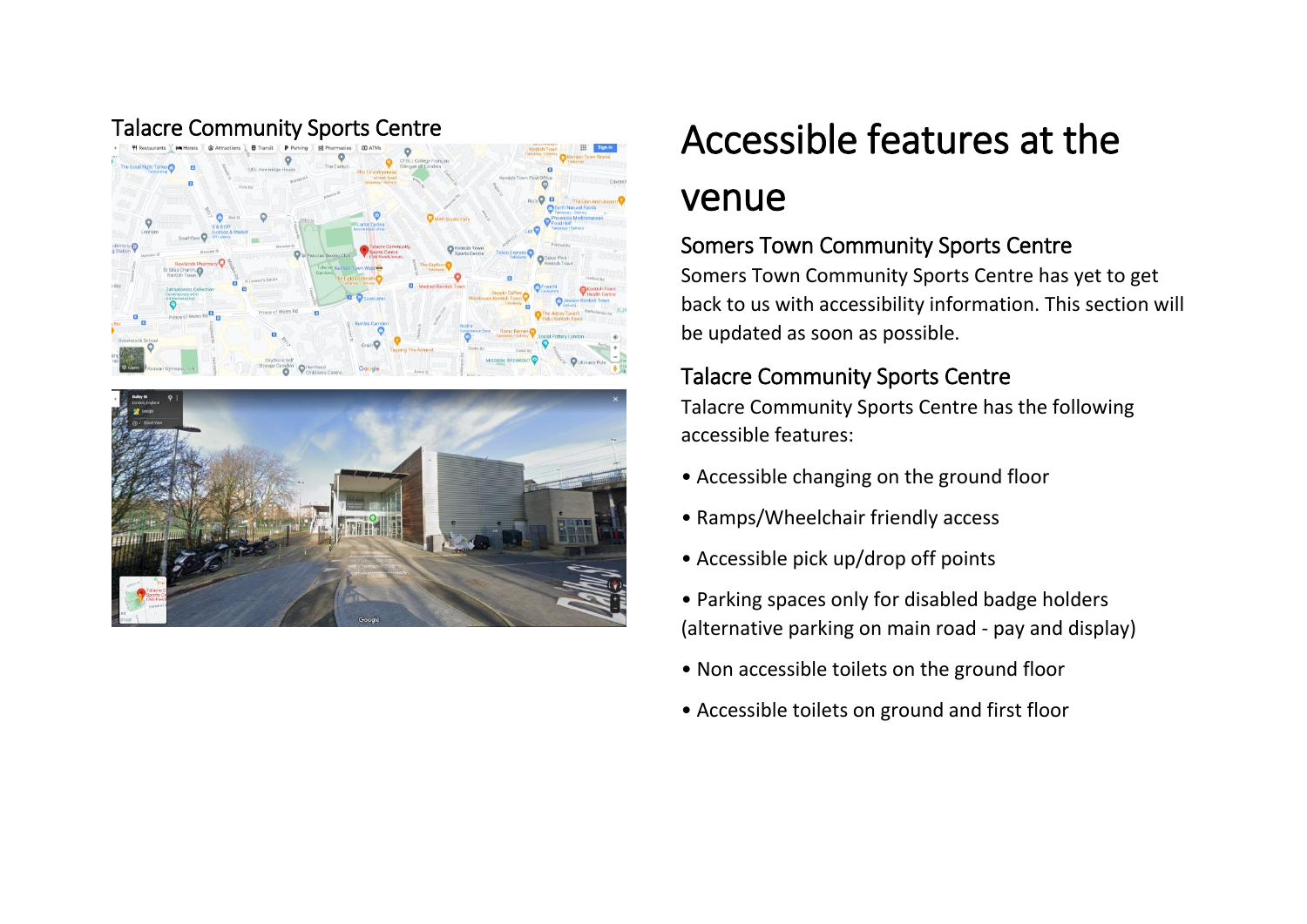Talacre Community Sports Centre

# Accessible features at the venue

## Somers Town Community Sports Centre

Somers Town Community Sports Centre has yet to get back to us with accessibility information. This section will be updated as soon as possible.

## Talacre Community Sports Centre

Talacre Community Sports Centre has the following accessible features:

- Accessible changing on the ground floor
- Ramps/Wheelchair friendly access
- Accessible pick up/drop off points
- Parking spaces only for disabled badge holders (alternative parking on main road - pay and display)
- Non accessible toilets on the ground floor
- Accessible toilets on ground and first floor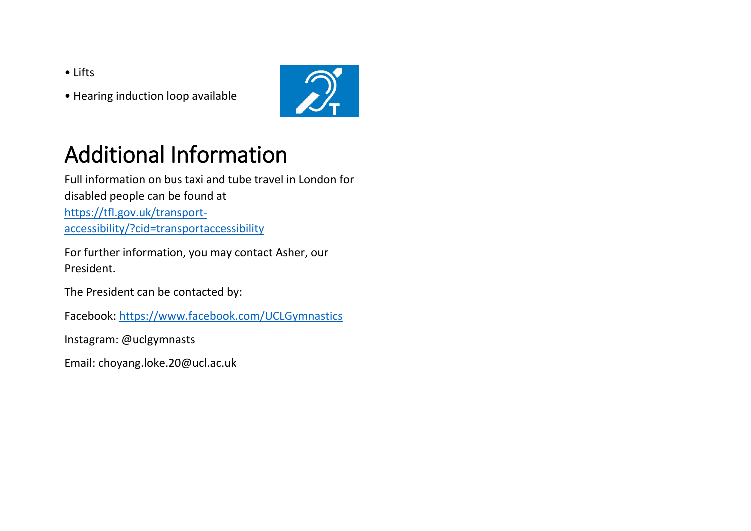- Lifts
- Hearing induction loop available

# Additional Information

Full information on bus taxi and tube travel in London for disabled people can be found at [https://tfl.gov.uk/transport-accessibility/?cid=transportaccessibility](https://tfl.gov.uk/transport-accessibility/?cid=transportaccessibility)

For further information, you may contact Asher, our President.

The President can be contacted by:

Facebook: [https://www.facebook.com/UCLGymnastics](https://www.facebook.com/UCLGymnastics)

Instagram: @uclgymnasts

Email: choyang.loke.20@ucl.ac.uk